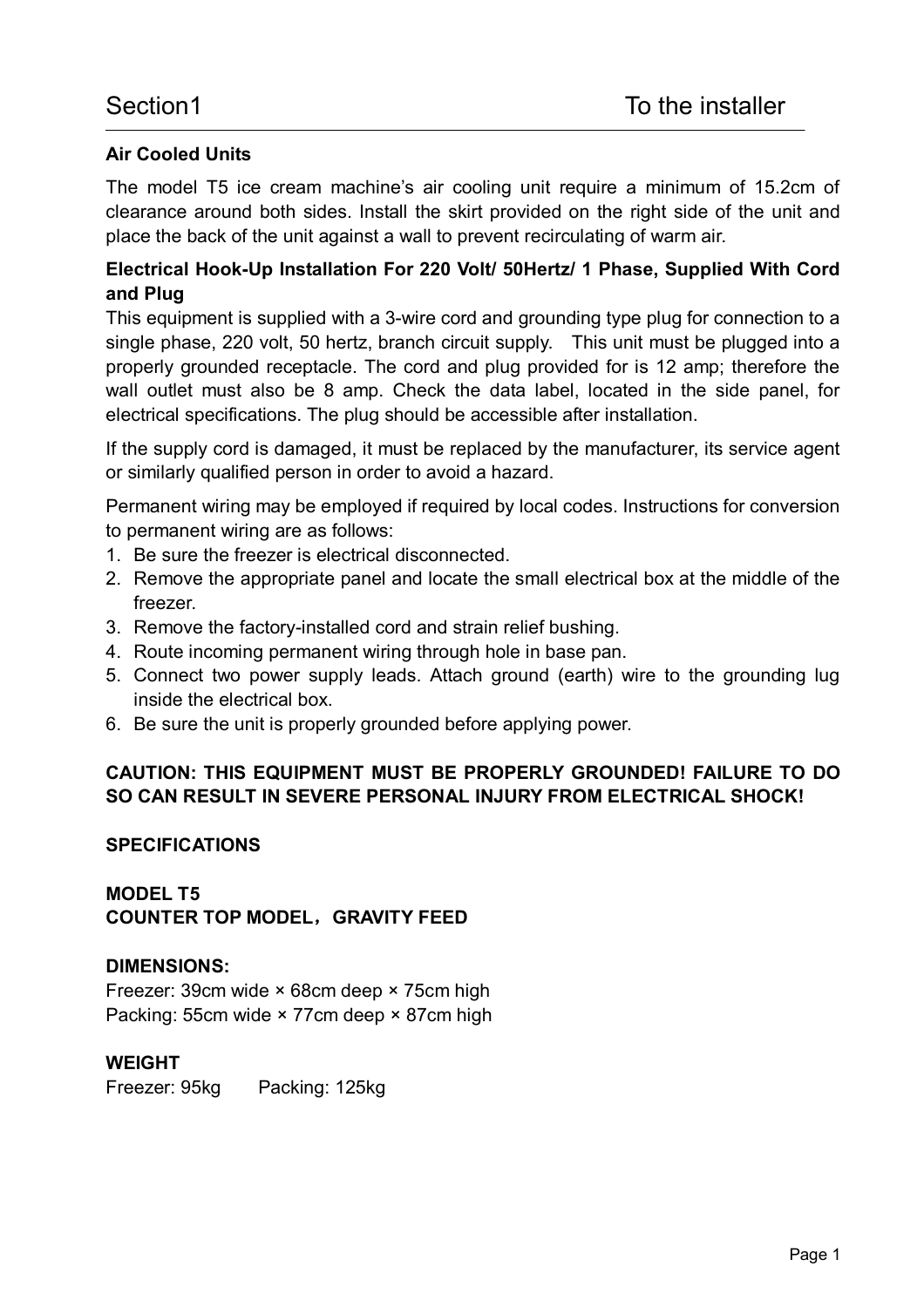## Section1 To the installer

**Air Cooled Units**

The model T5 ice cream machine's air cooling unit require a minimum of 15.2cm of clearance around both sides. Install the skirt provided on the right side of the unit and place the back of the unit against a wall to prevent recirculating of warm air.

**Electrical Hook-Up Installation For 220 Volt/ 50Hertz/ 1 Phase, Supplied With Cord and Plug**

This equipment is supplied with a 3-wire cord and grounding type plug for connection to a single phase, 220 volt, 50 hertz, branch circuit supply. This unit must be plugged into a properly grounded receptacle. The cord and plug provided for is 12 amp; therefore the wall outlet must also be 8 amp. Check the data label, located in the side panel, for electrical specifications. The plug should be accessible after installation.

If the supply cord is damaged, it must be replaced by the manufacturer, its service agent or similarly qualified person in order to avoid a hazard.

Permanent wiring may be employed if required by local codes. Instructions for conversion to permanent wiring are as follows:

1. Be sure the freezer is electrical disconnected.
2. Remove the appropriate panel and locate the small electrical box at the middle of the freezer.
3. Remove the factory-installed cord and strain relief bushing.
4. Route incoming permanent wiring through hole in base pan.
5. Connect two power supply leads. Attach ground (earth) wire to the grounding lug inside the electrical box.
6. Be sure the unit is properly grounded before applying power.

**CAUTION: THIS EQUIPMENT MUST BE PROPERLY GROUNDED! FAILURE TO DO SO CAN RESULT IN SEVERE PERSONAL INJURY FROM ELECTRICAL SHOCK!**

**SPECIFICATIONS**

**MODEL T5**
**COUNTER TOP MODEL，GRAVITY FEED**

**DIMENSIONS:**
Freezer: 39cm wide × 68cm deep × 75cm high
Packing: 55cm wide × 77cm deep × 87cm high

**WEIGHT**
Freezer: 95kg Packing: 125kg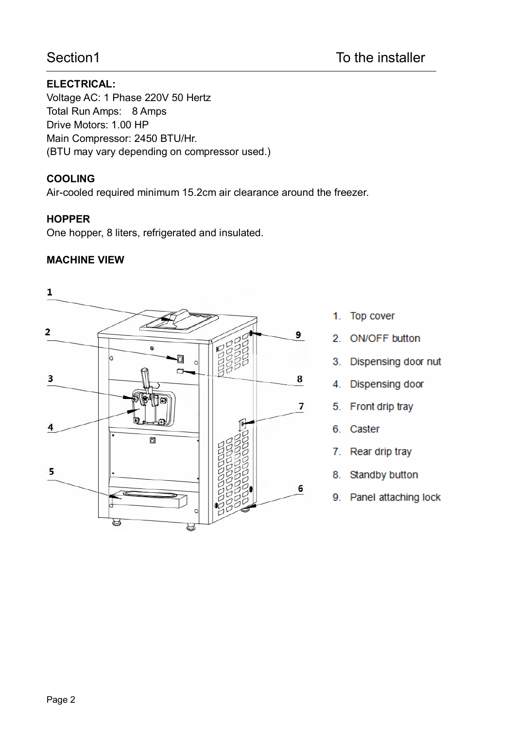# Section1 To the installer

**ELECTRICAL:**

Voltage AC: 1 Phase 220V 50 Hertz
Total Run Amps: 8 Amps
Drive Motors: 1.00 HP
Main Compressor: 2450 BTU/Hr.
(BTU may vary depending on compressor used.)

**COOLING**

Air-cooled required minimum 15.2cm air clearance around the freezer.

**HOPPER**

One hopper, 8 liters, refrigerated and insulated.

**MACHINE VIEW**

1. Top cover
2. ON/OFF button
3. Dispensing door nut
4. Dispensing door
5. Front drip tray
6. Caster
7. Rear drip tray
8. Standby button
9. Panel attaching lock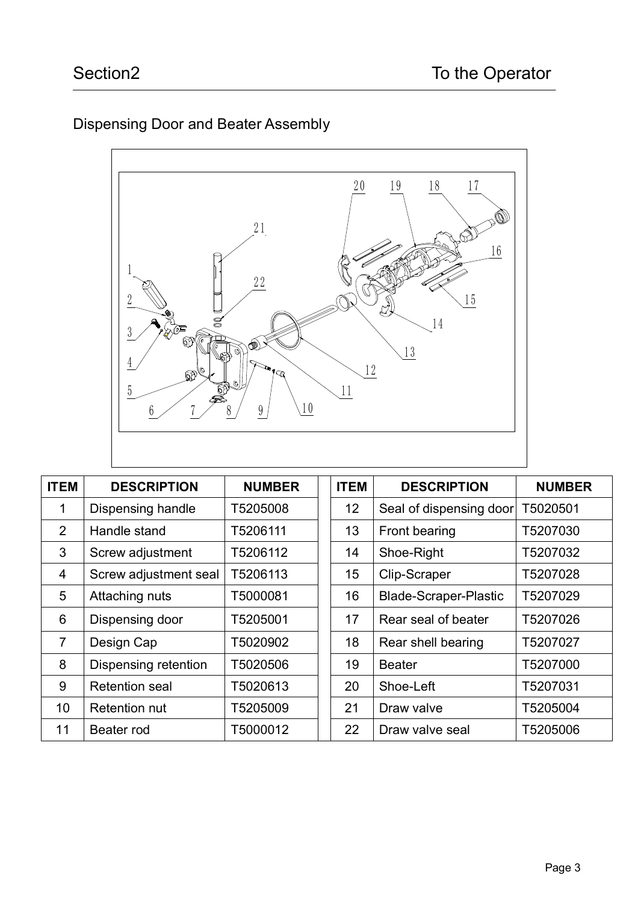## Dispensing Door and Beater Assembly

| ITEM | DESCRIPTION | NUMBER | ITEM | DESCRIPTION | NUMBER |
|---|---|---|---|---|---|
| 1 | Dispensing handle | T5205008 | 12 | Seal of dispensing door | T5020501 |
| 2 | Handle stand | T5206111 | 13 | Front bearing | T5207030 |
| 3 | Screw adjustment | T5206112 | 14 | Shoe-Right | T5207032 |
| 4 | Screw adjustment seal | T5206113 | 15 | Clip-Scraper | T5207028 |
| 5 | Attaching nuts | T5000081 | 16 | Blade-Scraper-Plastic | T5207029 |
| 6 | Dispensing door | T5205001 | 17 | Rear seal of beater | T5207026 |
| 7 | Design Cap | T5020902 | 18 | Rear shell bearing | T5207027 |
| 8 | Dispensing retention | T5020506 | 19 | Beater | T5207000 |
| 9 | Retention seal | T5020613 | 20 | Shoe-Left | T5207031 |
| 10 | Retention nut | T5205009 | 21 | Draw valve | T5205004 |
| 11 | Beater rod | T5000012 | 22 | Draw valve seal | T5205006 |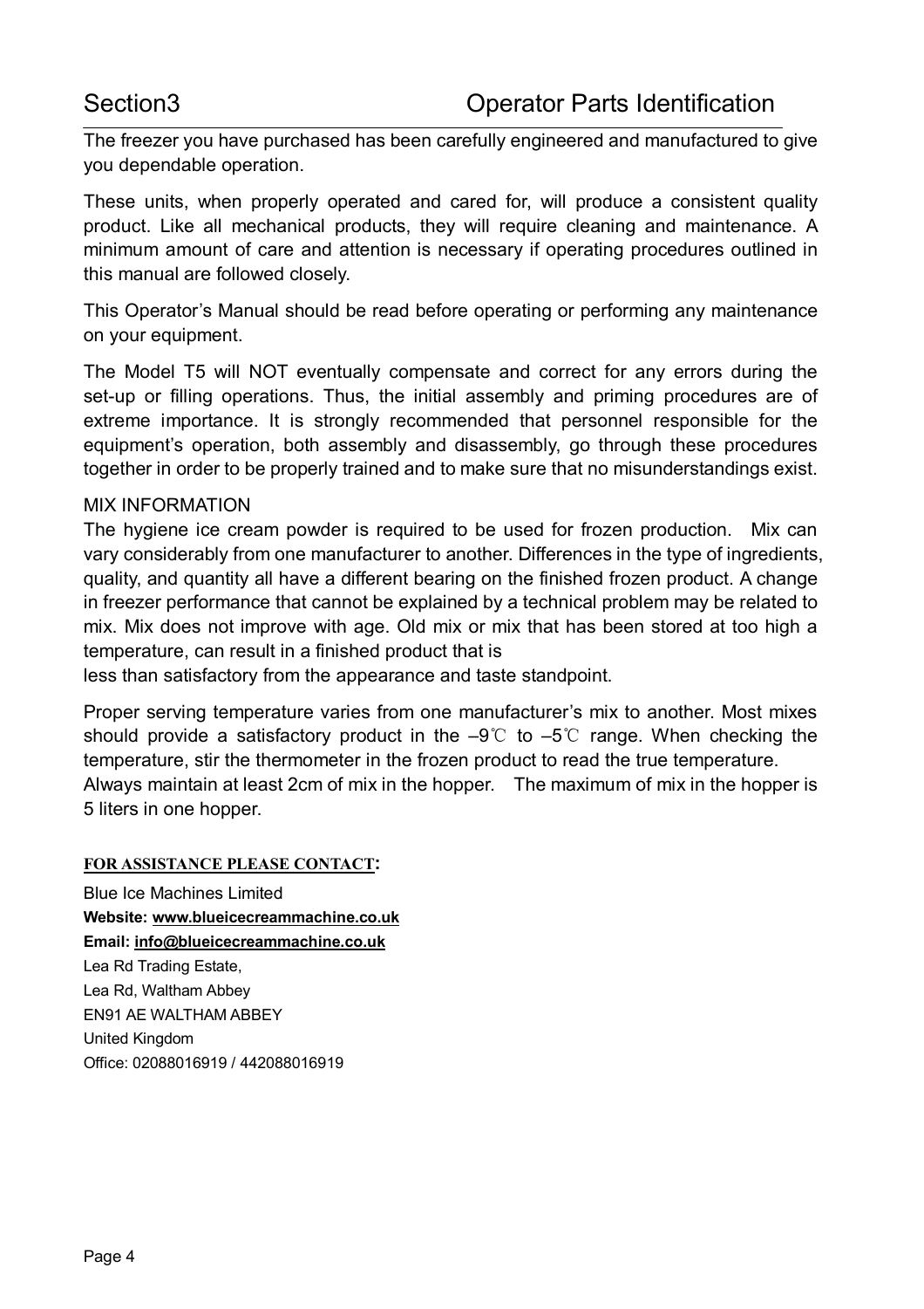# Section3 Operator Parts Identification

The freezer you have purchased has been carefully engineered and manufactured to give you dependable operation.

These units, when properly operated and cared for, will produce a consistent quality product. Like all mechanical products, they will require cleaning and maintenance. A minimum amount of care and attention is necessary if operating procedures outlined in this manual are followed closely.

This Operator's Manual should be read before operating or performing any maintenance on your equipment.

The Model T5 will NOT eventually compensate and correct for any errors during the set-up or filling operations. Thus, the initial assembly and priming procedures are of extreme importance. It is strongly recommended that personnel responsible for the equipment's operation, both assembly and disassembly, go through these procedures together in order to be properly trained and to make sure that no misunderstandings exist.

MIX INFORMATION

The hygiene ice cream powder is required to be used for frozen production. Mix can vary considerably from one manufacturer to another. Differences in the type of ingredients, quality, and quantity all have a different bearing on the finished frozen product. A change in freezer performance that cannot be explained by a technical problem may be related to mix. Mix does not improve with age. Old mix or mix that has been stored at too high a temperature, can result in a finished product that is
less than satisfactory from the appearance and taste standpoint.

Proper serving temperature varies from one manufacturer's mix to another. Most mixes should provide a satisfactory product in the –9℃ to –5℃ range. When checking the temperature, stir the thermometer in the frozen product to read the true temperature.
Always maintain at least 2cm of mix in the hopper. The maximum of mix in the hopper is 5 liters in one hopper.

**FOR ASSISTANCE PLEASE CONTACT:**

Blue Ice Machines Limited
**Website: www.blueicecreammachine.co.uk**
**Email: info@blueicecreammachine.co.uk**
Lea Rd Trading Estate,
Lea Rd, Waltham Abbey
EN91 AE WALTHAM ABBEY
United Kingdom
Office: 02088016919 / 442088016919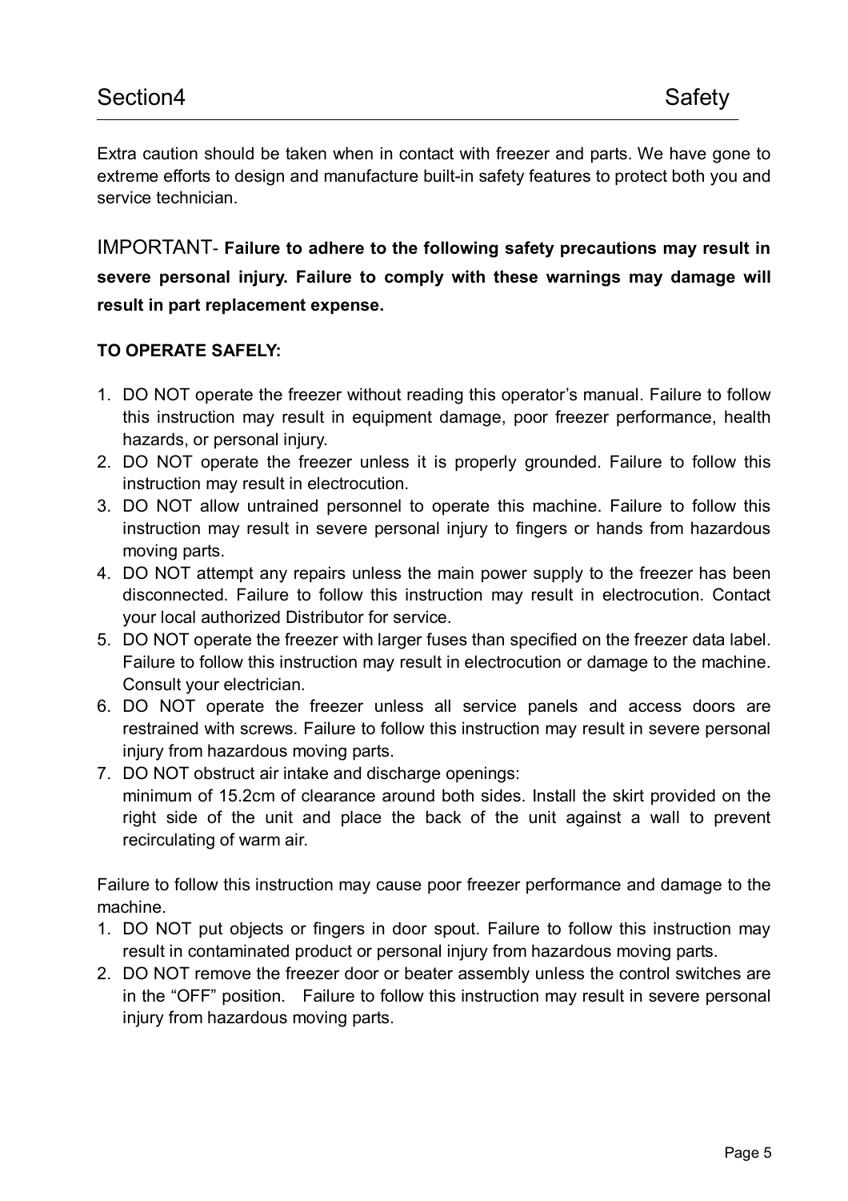## Section4 Safety

Extra caution should be taken when in contact with freezer and parts. We have gone to extreme efforts to design and manufacture built-in safety features to protect both you and service technician.

IMPORTANT- **Failure to adhere to the following safety precautions may result in severe personal injury. Failure to comply with these warnings may damage will result in part replacement expense.**

**TO OPERATE SAFELY:**

1. DO NOT operate the freezer without reading this operator's manual. Failure to follow this instruction may result in equipment damage, poor freezer performance, health hazards, or personal injury.
2. DO NOT operate the freezer unless it is properly grounded. Failure to follow this instruction may result in electrocution.
3. DO NOT allow untrained personnel to operate this machine. Failure to follow this instruction may result in severe personal injury to fingers or hands from hazardous moving parts.
4. DO NOT attempt any repairs unless the main power supply to the freezer has been disconnected. Failure to follow this instruction may result in electrocution. Contact your local authorized Distributor for service.
5. DO NOT operate the freezer with larger fuses than specified on the freezer data label. Failure to follow this instruction may result in electrocution or damage to the machine. Consult your electrician.
6. DO NOT operate the freezer unless all service panels and access doors are restrained with screws. Failure to follow this instruction may result in severe personal injury from hazardous moving parts.
7. DO NOT obstruct air intake and discharge openings:
   minimum of 15.2cm of clearance around both sides. Install the skirt provided on the right side of the unit and place the back of the unit against a wall to prevent recirculating of warm air.

Failure to follow this instruction may cause poor freezer performance and damage to the machine.

1. DO NOT put objects or fingers in door spout. Failure to follow this instruction may result in contaminated product or personal injury from hazardous moving parts.
2. DO NOT remove the freezer door or beater assembly unless the control switches are in the "OFF" position. Failure to follow this instruction may result in severe personal injury from hazardous moving parts.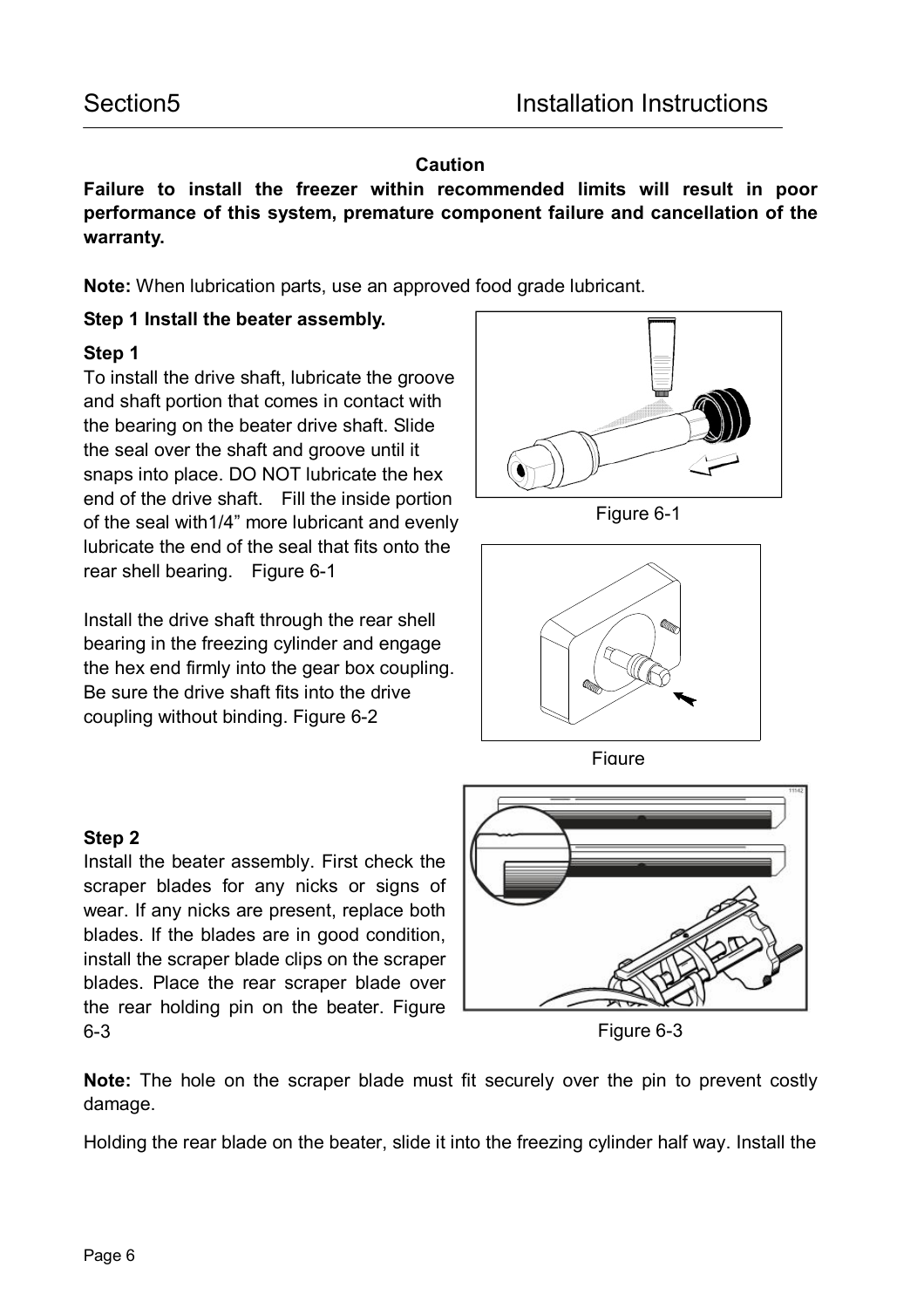**Caution**

**Failure to install the freezer within recommended limits will result in poor performance of this system, premature component failure and cancellation of the warranty.**

**Note:** When lubrication parts, use an approved food grade lubricant.

**Step 1 Install the beater assembly.**

**Step 1**

To install the drive shaft, lubricate the groove and shaft portion that comes in contact with the bearing on the beater drive shaft. Slide the seal over the shaft and groove until it snaps into place. DO NOT lubricate the hex end of the drive shaft. Fill the inside portion of the seal with1/4" more lubricant and evenly lubricate the end of the seal that fits onto the rear shell bearing. Figure 6-1

Figure 6-1

Install the drive shaft through the rear shell bearing in the freezing cylinder and engage the hex end firmly into the gear box coupling. Be sure the drive shaft fits into the drive coupling without binding. Figure 6-2

Figure

**Step 2**

Install the beater assembly. First check the scraper blades for any nicks or signs of wear. If any nicks are present, replace both blades. If the blades are in good condition, install the scraper blade clips on the scraper blades. Place the rear scraper blade over the rear holding pin on the beater. Figure 6-3

Figure 6-3

**Note:** The hole on the scraper blade must fit securely over the pin to prevent costly damage.

Holding the rear blade on the beater, slide it into the freezing cylinder half way. Install the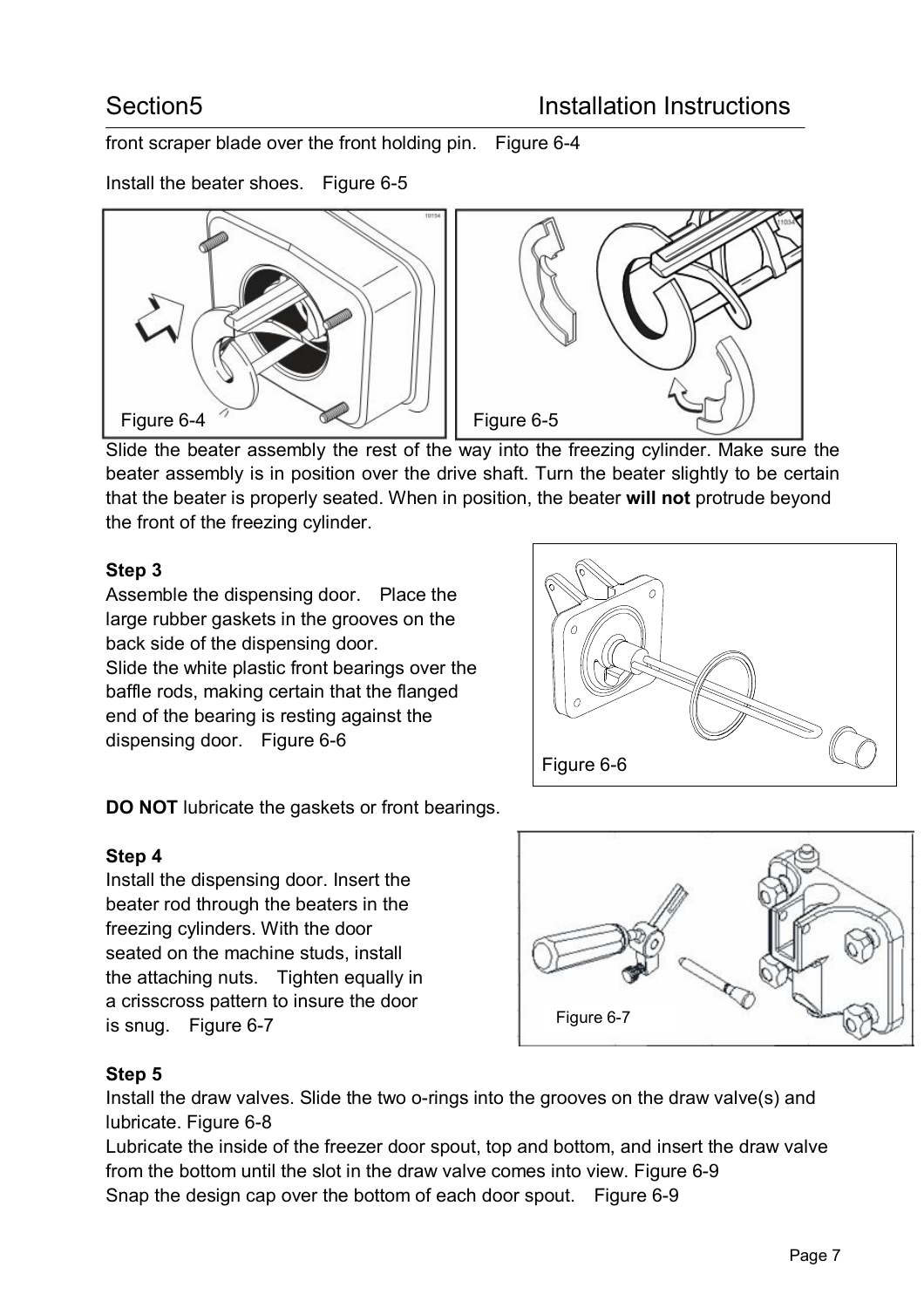front scraper blade over the front holding pin. Figure 6-4

Install the beater shoes. Figure 6-5

Figure 6-4

Figure 6-5

Slide the beater assembly the rest of the way into the freezing cylinder. Make sure the beater assembly is in position over the drive shaft. Turn the beater slightly to be certain that the beater is properly seated. When in position, the beater **will not** protrude beyond the front of the freezing cylinder.

**Step 3**

Assemble the dispensing door. Place the large rubber gaskets in the grooves on the back side of the dispensing door.
Slide the white plastic front bearings over the baffle rods, making certain that the flanged end of the bearing is resting against the dispensing door. Figure 6-6

Figure 6-6

**DO NOT** lubricate the gaskets or front bearings.

**Step 4**

Install the dispensing door. Insert the beater rod through the beaters in the freezing cylinders. With the door seated on the machine studs, install the attaching nuts. Tighten equally in a crisscross pattern to insure the door is snug. Figure 6-7

Figure 6-7

**Step 5**

Install the draw valves. Slide the two o-rings into the grooves on the draw valve(s) and lubricate. Figure 6-8
Lubricate the inside of the freezer door spout, top and bottom, and insert the draw valve from the bottom until the slot in the draw valve comes into view. Figure 6-9
Snap the design cap over the bottom of each door spout. Figure 6-9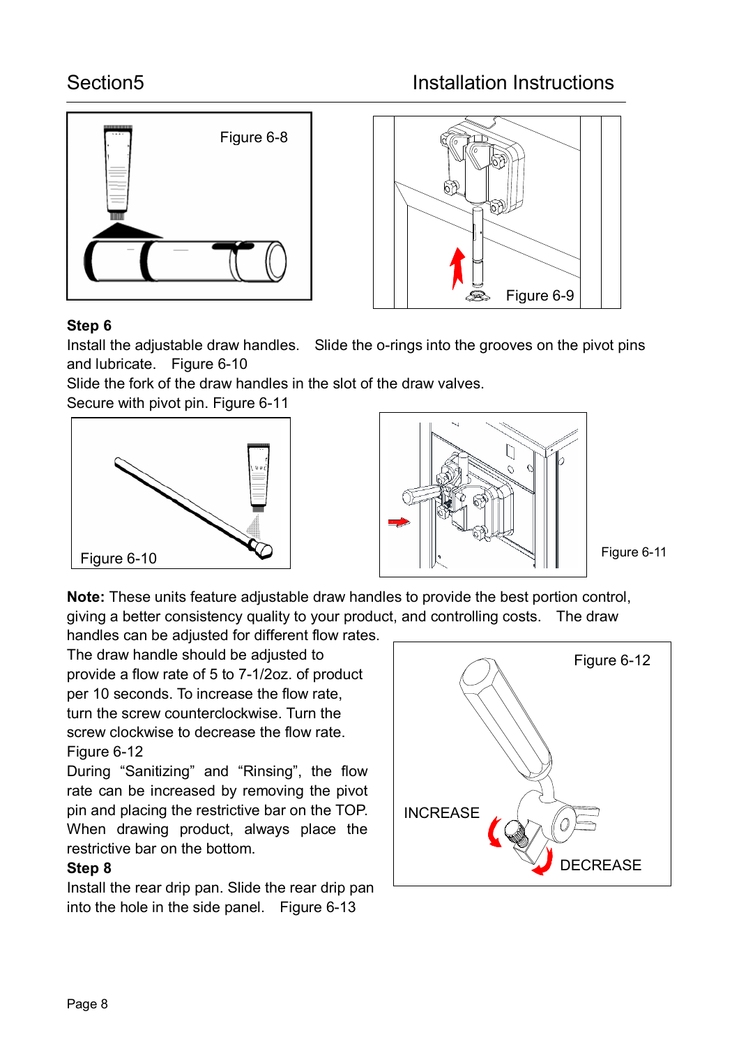Figure 6-8

Figure 6-9

**Step 6**

Install the adjustable draw handles. Slide the o-rings into the grooves on the pivot pins and lubricate. Figure 6-10

Slide the fork of the draw handles in the slot of the draw valves.

Secure with pivot pin. Figure 6-11

Figure 6-10

Figure 6-11

**Note:** These units feature adjustable draw handles to provide the best portion control, giving a better consistency quality to your product, and controlling costs. The draw handles can be adjusted for different flow rates.

The draw handle should be adjusted to provide a flow rate of 5 to 7-1/2oz. of product per 10 seconds. To increase the flow rate, turn the screw counterclockwise. Turn the screw clockwise to decrease the flow rate. Figure 6-12

During "Sanitizing" and "Rinsing", the flow rate can be increased by removing the pivot pin and placing the restrictive bar on the TOP. When drawing product, always place the restrictive bar on the bottom.

Figure 6-12

INCREASE

DECREASE

**Step 8**

Install the rear drip pan. Slide the rear drip pan into the hole in the side panel. Figure 6-13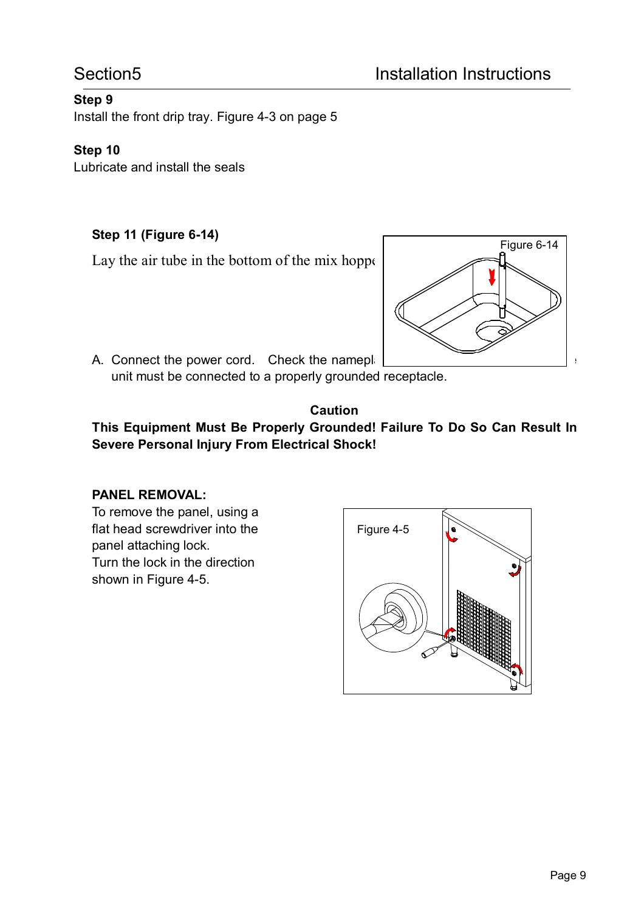**Step 9**
Install the front drip tray. Figure 4-3 on page 5

**Step 10**
Lubricate and install the seals

**Step 11 (Figure 6-14)**

Lay the air tube in the bottom of the mix hoppe

Figure 6-14

A. Connect the power cord. Check the namepl unit must be connected to a properly grounded receptacle.

**Caution**

**This Equipment Must Be Properly Grounded! Failure To Do So Can Result In Severe Personal Injury From Electrical Shock!**

**PANEL REMOVAL:**

To remove the panel, using a flat head screwdriver into the panel attaching lock.
Turn the lock in the direction shown in Figure 4-5.

Figure 4-5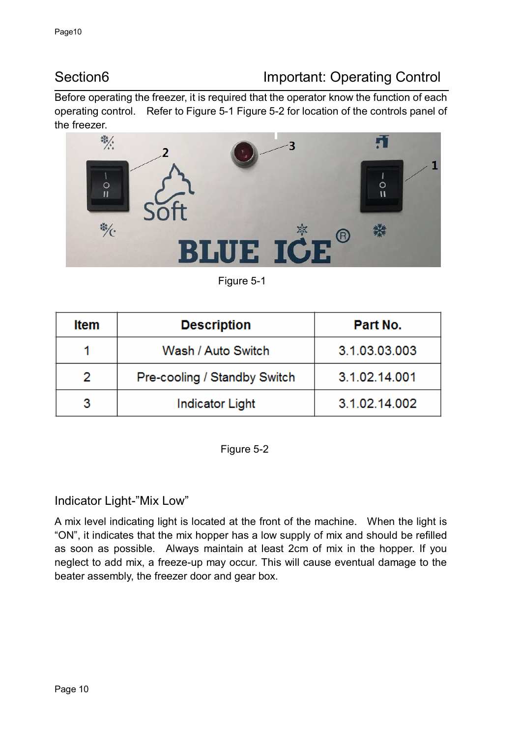## Section6 Important: Operating Control

Before operating the freezer, it is required that the operator know the function of each operating control. Refer to Figure 5-1 Figure 5-2 for location of the controls panel of the freezer.

Figure 5-1

| Item | Description | Part No. |
|---|---|---|
| 1 | Wash / Auto Switch | 3.1.03.03.003 |
| 2 | Pre-cooling / Standby Switch | 3.1.02.14.001 |
| 3 | Indicator Light | 3.1.02.14.002 |

Figure 5-2

### Indicator Light-"Mix Low"

A mix level indicating light is located at the front of the machine. When the light is "ON", it indicates that the mix hopper has a low supply of mix and should be refilled as soon as possible. Always maintain at least 2cm of mix in the hopper. If you neglect to add mix, a freeze-up may occur. This will cause eventual damage to the beater assembly, the freezer door and gear box.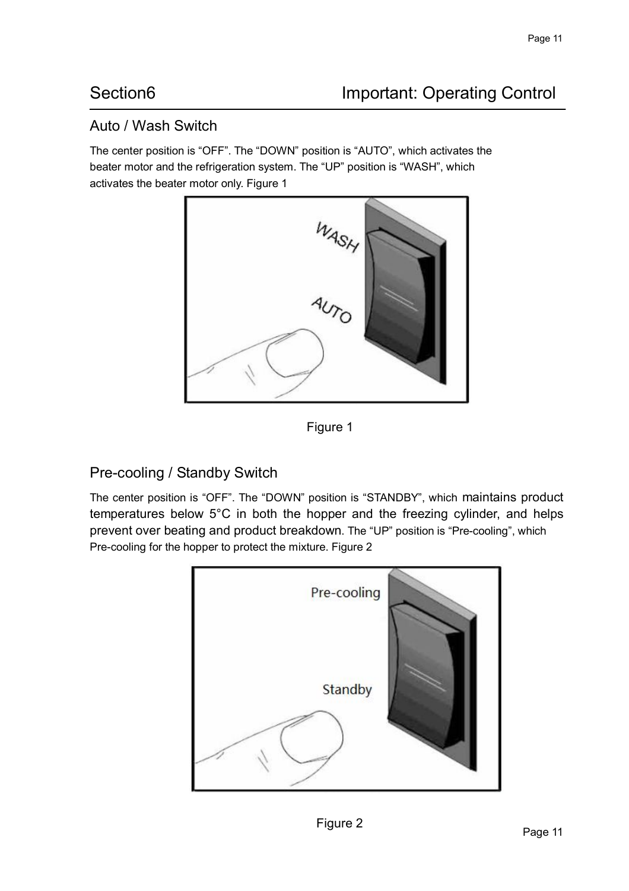# Section6 Important: Operating Control

## Auto / Wash Switch

The center position is “OFF”. The “DOWN” position is “AUTO”, which activates the beater motor and the refrigeration system. The “UP” position is “WASH”, which activates the beater motor only. Figure 1

Figure 1

## Pre-cooling / Standby Switch

The center position is “OFF”. The “DOWN” position is “STANDBY”, which maintains product temperatures below 5°C in both the hopper and the freezing cylinder, and helps prevent over beating and product breakdown. The “UP” position is “Pre-cooling”, which Pre-cooling for the hopper to protect the mixture. Figure 2

Figure 2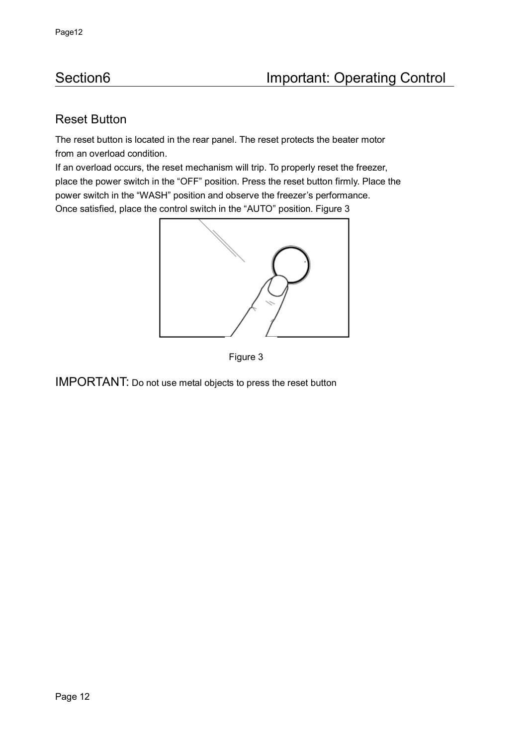## Section6 Important: Operating Control

### Reset Button

The reset button is located in the rear panel. The reset protects the beater motor from an overload condition.

If an overload occurs, the reset mechanism will trip. To properly reset the freezer, place the power switch in the “OFF” position. Press the reset button firmly. Place the power switch in the “WASH” position and observe the freezer’s performance.

Once satisfied, place the control switch in the “AUTO” position. Figure 3

Figure 3

IMPORTANT: Do not use metal objects to press the reset button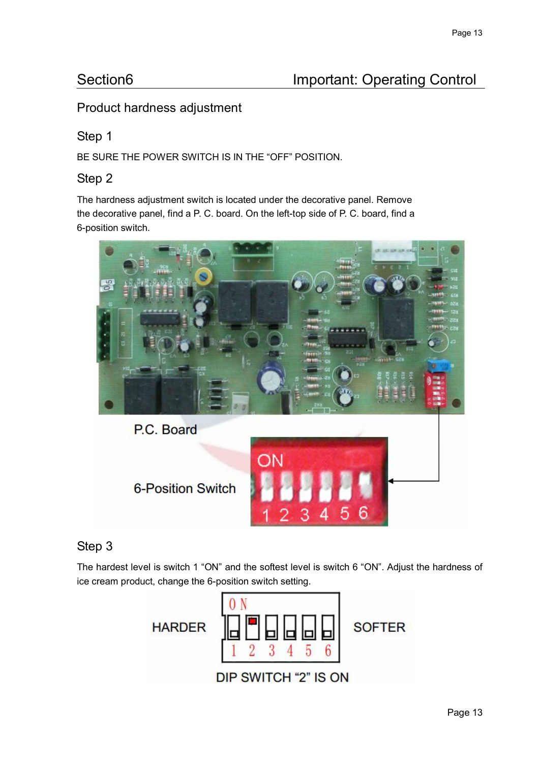## Section6 Important: Operating Control

### Product hardness adjustment

### Step 1

BE SURE THE POWER SWITCH IS IN THE "OFF" POSITION.

### Step 2

The hardness adjustment switch is located under the decorative panel. Remove the decorative panel, find a P. C. board. On the left-top side of P. C. board, find a 6-position switch.

P.C. Board

6-Position Switch

### Step 3

The hardest level is switch 1 "ON" and the softest level is switch 6 "ON". Adjust the hardness of ice cream product, change the 6-position switch setting.

HARDER — SOFTER

DIP SWITCH "2" IS ON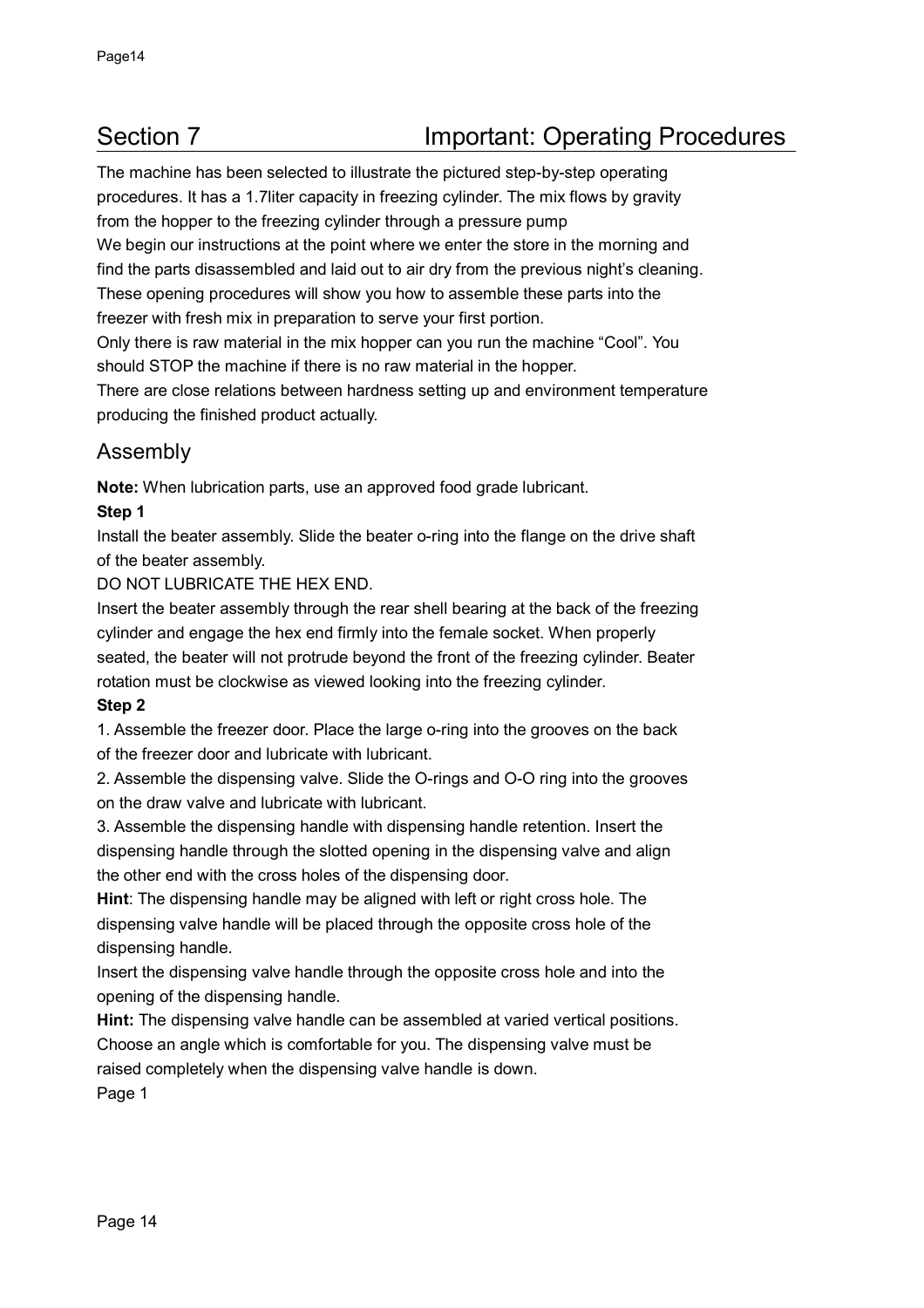# Section 7 Important: Operating Procedures

The machine has been selected to illustrate the pictured step-by-step operating procedures. It has a 1.7liter capacity in freezing cylinder. The mix flows by gravity from the hopper to the freezing cylinder through a pressure pump

We begin our instructions at the point where we enter the store in the morning and find the parts disassembled and laid out to air dry from the previous night's cleaning. These opening procedures will show you how to assemble these parts into the freezer with fresh mix in preparation to serve your first portion.

Only there is raw material in the mix hopper can you run the machine "Cool". You should STOP the machine if there is no raw material in the hopper.

There are close relations between hardness setting up and environment temperature producing the finished product actually.

## Assembly

**Note:** When lubrication parts, use an approved food grade lubricant.

**Step 1**

Install the beater assembly. Slide the beater o-ring into the flange on the drive shaft of the beater assembly.

DO NOT LUBRICATE THE HEX END.

Insert the beater assembly through the rear shell bearing at the back of the freezing cylinder and engage the hex end firmly into the female socket. When properly seated, the beater will not protrude beyond the front of the freezing cylinder. Beater rotation must be clockwise as viewed looking into the freezing cylinder.

**Step 2**

1. Assemble the freezer door. Place the large o-ring into the grooves on the back of the freezer door and lubricate with lubricant.
2. Assemble the dispensing valve. Slide the O-rings and O-O ring into the grooves on the draw valve and lubricate with lubricant.
3. Assemble the dispensing handle with dispensing handle retention. Insert the dispensing handle through the slotted opening in the dispensing valve and align the other end with the cross holes of the dispensing door.

**Hint**: The dispensing handle may be aligned with left or right cross hole. The dispensing valve handle will be placed through the opposite cross hole of the dispensing handle.

Insert the dispensing valve handle through the opposite cross hole and into the opening of the dispensing handle.

**Hint:** The dispensing valve handle can be assembled at varied vertical positions. Choose an angle which is comfortable for you. The dispensing valve must be raised completely when the dispensing valve handle is down.

Page 1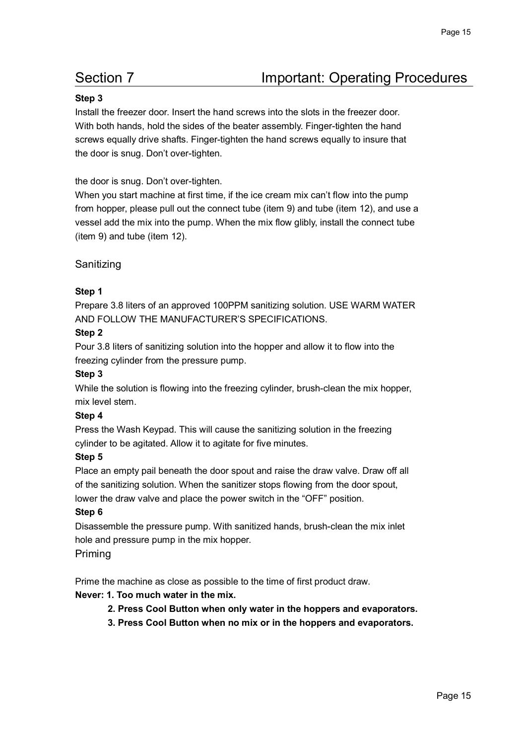# Section 7 Important: Operating Procedures

**Step 3**

Install the freezer door. Insert the hand screws into the slots in the freezer door. With both hands, hold the sides of the beater assembly. Finger-tighten the hand screws equally drive shafts. Finger-tighten the hand screws equally to insure that the door is snug. Don't over-tighten.

the door is snug. Don't over-tighten.

When you start machine at first time, if the ice cream mix can't flow into the pump from hopper, please pull out the connect tube (item 9) and tube (item 12), and use a vessel add the mix into the pump. When the mix flow glibly, install the connect tube (item 9) and tube (item 12).

## Sanitizing

**Step 1**

Prepare 3.8 liters of an approved 100PPM sanitizing solution. USE WARM WATER AND FOLLOW THE MANUFACTURER'S SPECIFICATIONS.

**Step 2**

Pour 3.8 liters of sanitizing solution into the hopper and allow it to flow into the freezing cylinder from the pressure pump.

**Step 3**

While the solution is flowing into the freezing cylinder, brush-clean the mix hopper, mix level stem.

**Step 4**

Press the Wash Keypad. This will cause the sanitizing solution in the freezing cylinder to be agitated. Allow it to agitate for five minutes.

**Step 5**

Place an empty pail beneath the door spout and raise the draw valve. Draw off all of the sanitizing solution. When the sanitizer stops flowing from the door spout, lower the draw valve and place the power switch in the "OFF" position.

**Step 6**

Disassemble the pressure pump. With sanitized hands, brush-clean the mix inlet hole and pressure pump in the mix hopper.

## Priming

Prime the machine as close as possible to the time of first product draw.

**Never: 1. Too much water in the mix.**

**2. Press Cool Button when only water in the hoppers and evaporators.**

**3. Press Cool Button when no mix or in the hoppers and evaporators.**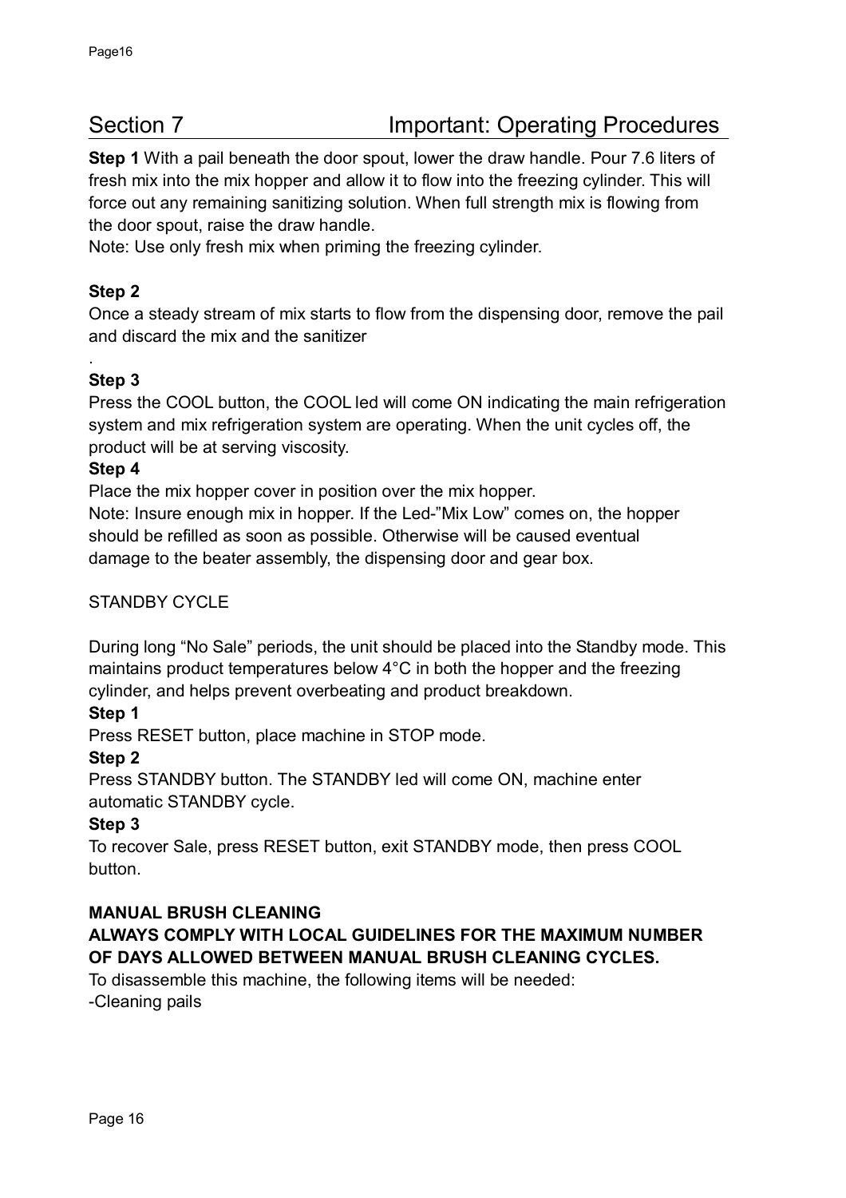## Section 7 Important: Operating Procedures

**Step 1** With a pail beneath the door spout, lower the draw handle. Pour 7.6 liters of fresh mix into the mix hopper and allow it to flow into the freezing cylinder. This will force out any remaining sanitizing solution. When full strength mix is flowing from the door spout, raise the draw handle.

Note: Use only fresh mix when priming the freezing cylinder.

**Step 2**

Once a steady stream of mix starts to flow from the dispensing door, remove the pail and discard the mix and the sanitizer

.

**Step 3**

Press the COOL button, the COOL led will come ON indicating the main refrigeration system and mix refrigeration system are operating. When the unit cycles off, the product will be at serving viscosity.

**Step 4**

Place the mix hopper cover in position over the mix hopper.

Note: Insure enough mix in hopper. If the Led-"Mix Low" comes on, the hopper should be refilled as soon as possible. Otherwise will be caused eventual damage to the beater assembly, the dispensing door and gear box.

STANDBY CYCLE

During long "No Sale" periods, the unit should be placed into the Standby mode. This maintains product temperatures below 4°C in both the hopper and the freezing cylinder, and helps prevent overbeating and product breakdown.

**Step 1**

Press RESET button, place machine in STOP mode.

**Step 2**

Press STANDBY button. The STANDBY led will come ON, machine enter automatic STANDBY cycle.

**Step 3**

To recover Sale, press RESET button, exit STANDBY mode, then press COOL button.

**MANUAL BRUSH CLEANING**

**ALWAYS COMPLY WITH LOCAL GUIDELINES FOR THE MAXIMUM NUMBER OF DAYS ALLOWED BETWEEN MANUAL BRUSH CLEANING CYCLES.**

To disassemble this machine, the following items will be needed:

-Cleaning pails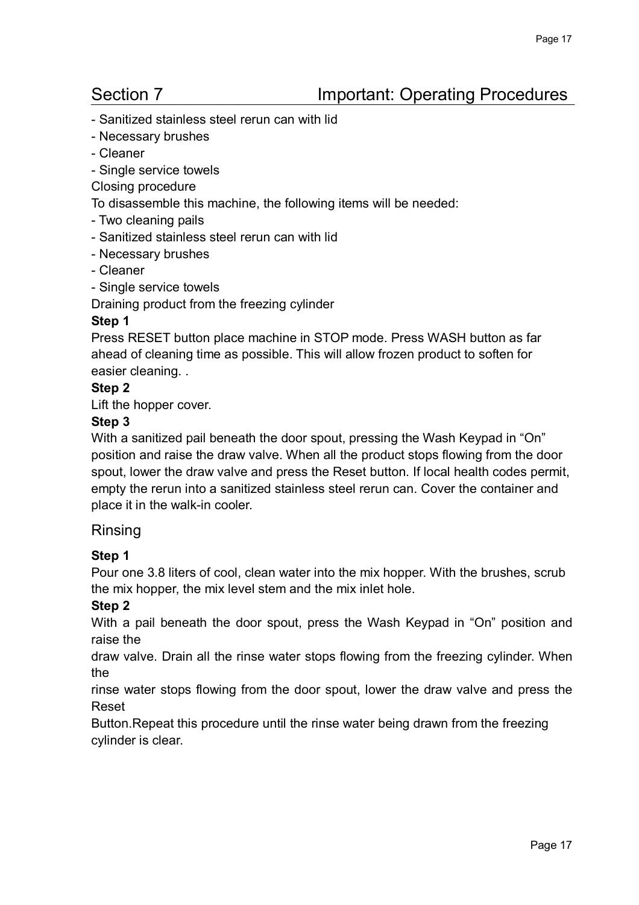## Section 7 Important: Operating Procedures

- Sanitized stainless steel rerun can with lid
- Necessary brushes
- Cleaner
- Single service towels

Closing procedure

To disassemble this machine, the following items will be needed:

- Two cleaning pails
- Sanitized stainless steel rerun can with lid
- Necessary brushes
- Cleaner
- Single service towels

Draining product from the freezing cylinder

**Step 1**

Press RESET button place machine in STOP mode. Press WASH button as far ahead of cleaning time as possible. This will allow frozen product to soften for easier cleaning. .

**Step 2**

Lift the hopper cover.

**Step 3**

With a sanitized pail beneath the door spout, pressing the Wash Keypad in "On" position and raise the draw valve. When all the product stops flowing from the door spout, lower the draw valve and press the Reset button. If local health codes permit, empty the rerun into a sanitized stainless steel rerun can. Cover the container and place it in the walk-in cooler.

### Rinsing

**Step 1**

Pour one 3.8 liters of cool, clean water into the mix hopper. With the brushes, scrub the mix hopper, the mix level stem and the mix inlet hole.

**Step 2**

With a pail beneath the door spout, press the Wash Keypad in "On" position and raise the draw valve. Drain all the rinse water stops flowing from the freezing cylinder. When the rinse water stops flowing from the door spout, lower the draw valve and press the Reset Button.Repeat this procedure until the rinse water being drawn from the freezing cylinder is clear.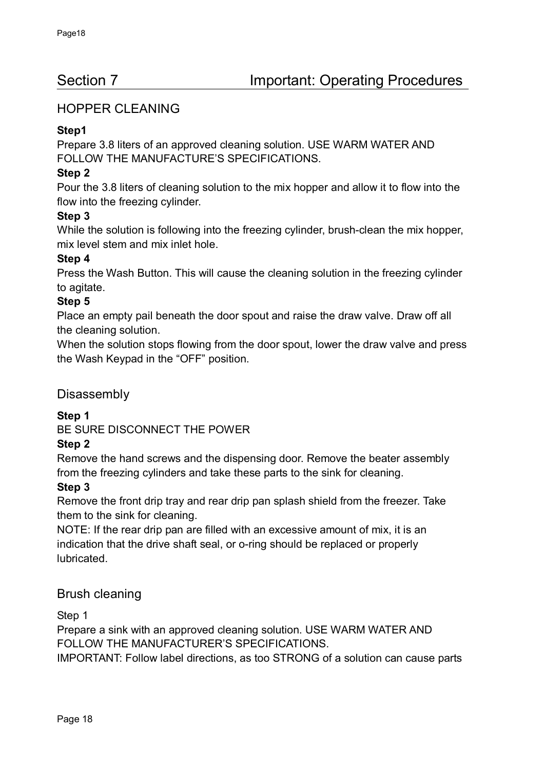## Section 7 Important: Operating Procedures

### HOPPER CLEANING

**Step1**

Prepare 3.8 liters of an approved cleaning solution. USE WARM WATER AND FOLLOW THE MANUFACTURE'S SPECIFICATIONS.

**Step 2**

Pour the 3.8 liters of cleaning solution to the mix hopper and allow it to flow into the flow into the freezing cylinder.

**Step 3**

While the solution is following into the freezing cylinder, brush-clean the mix hopper, mix level stem and mix inlet hole.

**Step 4**

Press the Wash Button. This will cause the cleaning solution in the freezing cylinder to agitate.

**Step 5**

Place an empty pail beneath the door spout and raise the draw valve. Draw off all the cleaning solution.

When the solution stops flowing from the door spout, lower the draw valve and press the Wash Keypad in the "OFF" position.

### Disassembly

**Step 1**

BE SURE DISCONNECT THE POWER

**Step 2**

Remove the hand screws and the dispensing door. Remove the beater assembly from the freezing cylinders and take these parts to the sink for cleaning.

**Step 3**

Remove the front drip tray and rear drip pan splash shield from the freezer. Take them to the sink for cleaning.

NOTE: If the rear drip pan are filled with an excessive amount of mix, it is an indication that the drive shaft seal, or o-ring should be replaced or properly lubricated.

### Brush cleaning

Step 1

Prepare a sink with an approved cleaning solution. USE WARM WATER AND FOLLOW THE MANUFACTURER'S SPECIFICATIONS.

IMPORTANT: Follow label directions, as too STRONG of a solution can cause parts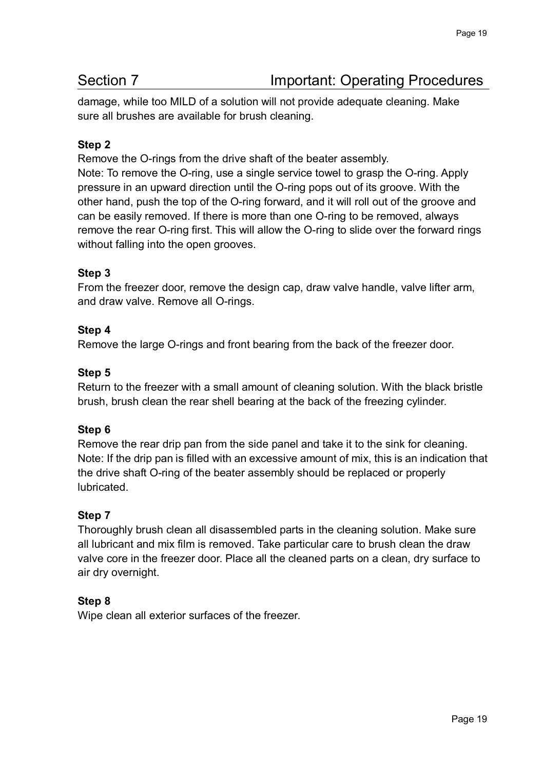## Section 7 Important: Operating Procedures

damage, while too MILD of a solution will not provide adequate cleaning. Make sure all brushes are available for brush cleaning.

**Step 2**

Remove the O-rings from the drive shaft of the beater assembly.
Note: To remove the O-ring, use a single service towel to grasp the O-ring. Apply pressure in an upward direction until the O-ring pops out of its groove. With the other hand, push the top of the O-ring forward, and it will roll out of the groove and can be easily removed. If there is more than one O-ring to be removed, always remove the rear O-ring first. This will allow the O-ring to slide over the forward rings without falling into the open grooves.

**Step 3**

From the freezer door, remove the design cap, draw valve handle, valve lifter arm, and draw valve. Remove all O-rings.

**Step 4**

Remove the large O-rings and front bearing from the back of the freezer door.

**Step 5**

Return to the freezer with a small amount of cleaning solution. With the black bristle brush, brush clean the rear shell bearing at the back of the freezing cylinder.

**Step 6**

Remove the rear drip pan from the side panel and take it to the sink for cleaning.
Note: If the drip pan is filled with an excessive amount of mix, this is an indication that the drive shaft O-ring of the beater assembly should be replaced or properly lubricated.

**Step 7**

Thoroughly brush clean all disassembled parts in the cleaning solution. Make sure all lubricant and mix film is removed. Take particular care to brush clean the draw valve core in the freezer door. Place all the cleaned parts on a clean, dry surface to air dry overnight.

**Step 8**

Wipe clean all exterior surfaces of the freezer.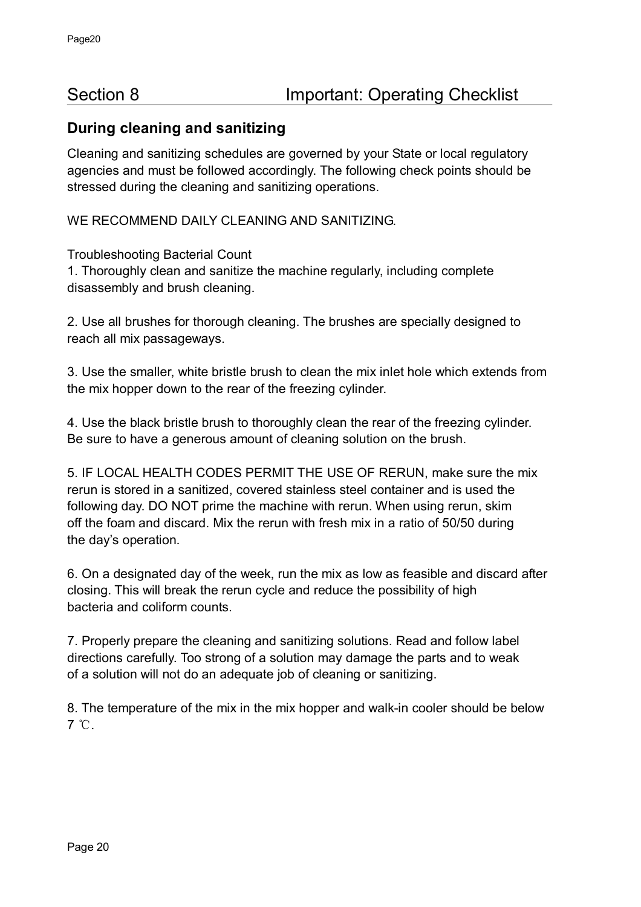# Section 8 Important: Operating Checklist

## During cleaning and sanitizing

Cleaning and sanitizing schedules are governed by your State or local regulatory agencies and must be followed accordingly. The following check points should be stressed during the cleaning and sanitizing operations.

WE RECOMMEND DAILY CLEANING AND SANITIZING.

Troubleshooting Bacterial Count

1. Thoroughly clean and sanitize the machine regularly, including complete disassembly and brush cleaning.

2. Use all brushes for thorough cleaning. The brushes are specially designed to reach all mix passageways.

3. Use the smaller, white bristle brush to clean the mix inlet hole which extends from the mix hopper down to the rear of the freezing cylinder.

4. Use the black bristle brush to thoroughly clean the rear of the freezing cylinder. Be sure to have a generous amount of cleaning solution on the brush.

5. IF LOCAL HEALTH CODES PERMIT THE USE OF RERUN, make sure the mix rerun is stored in a sanitized, covered stainless steel container and is used the following day. DO NOT prime the machine with rerun. When using rerun, skim off the foam and discard. Mix the rerun with fresh mix in a ratio of 50/50 during the day's operation.

6. On a designated day of the week, run the mix as low as feasible and discard after closing. This will break the rerun cycle and reduce the possibility of high bacteria and coliform counts.

7. Properly prepare the cleaning and sanitizing solutions. Read and follow label directions carefully. Too strong of a solution may damage the parts and to weak of a solution will not do an adequate job of cleaning or sanitizing.

8. The temperature of the mix in the mix hopper and walk-in cooler should be below 7 ℃.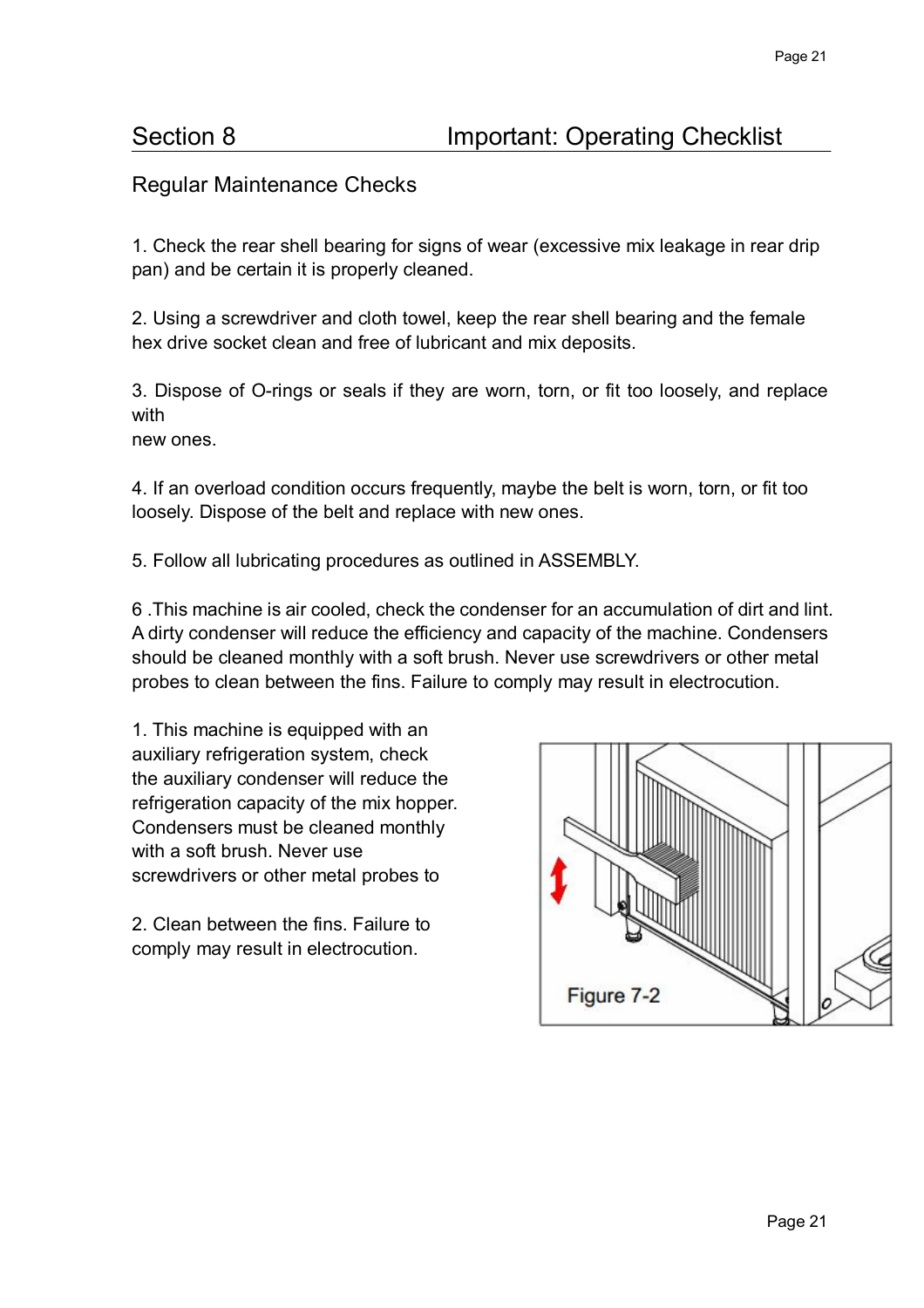# Section 8 Important: Operating Checklist

## Regular Maintenance Checks

1. Check the rear shell bearing for signs of wear (excessive mix leakage in rear drip pan) and be certain it is properly cleaned.

2. Using a screwdriver and cloth towel, keep the rear shell bearing and the female hex drive socket clean and free of lubricant and mix deposits.

3. Dispose of O-rings or seals if they are worn, torn, or fit too loosely, and replace with
new ones.

4. If an overload condition occurs frequently, maybe the belt is worn, torn, or fit too loosely. Dispose of the belt and replace with new ones.

5. Follow all lubricating procedures as outlined in ASSEMBLY.

6 .This machine is air cooled, check the condenser for an accumulation of dirt and lint. A dirty condenser will reduce the efficiency and capacity of the machine. Condensers should be cleaned monthly with a soft brush. Never use screwdrivers or other metal probes to clean between the fins. Failure to comply may result in electrocution.

1. This machine is equipped with an auxiliary refrigeration system, check the auxiliary condenser will reduce the refrigeration capacity of the mix hopper. Condensers must be cleaned monthly with a soft brush. Never use screwdrivers or other metal probes to

2. Clean between the fins. Failure to comply may result in electrocution.

Figure 7-2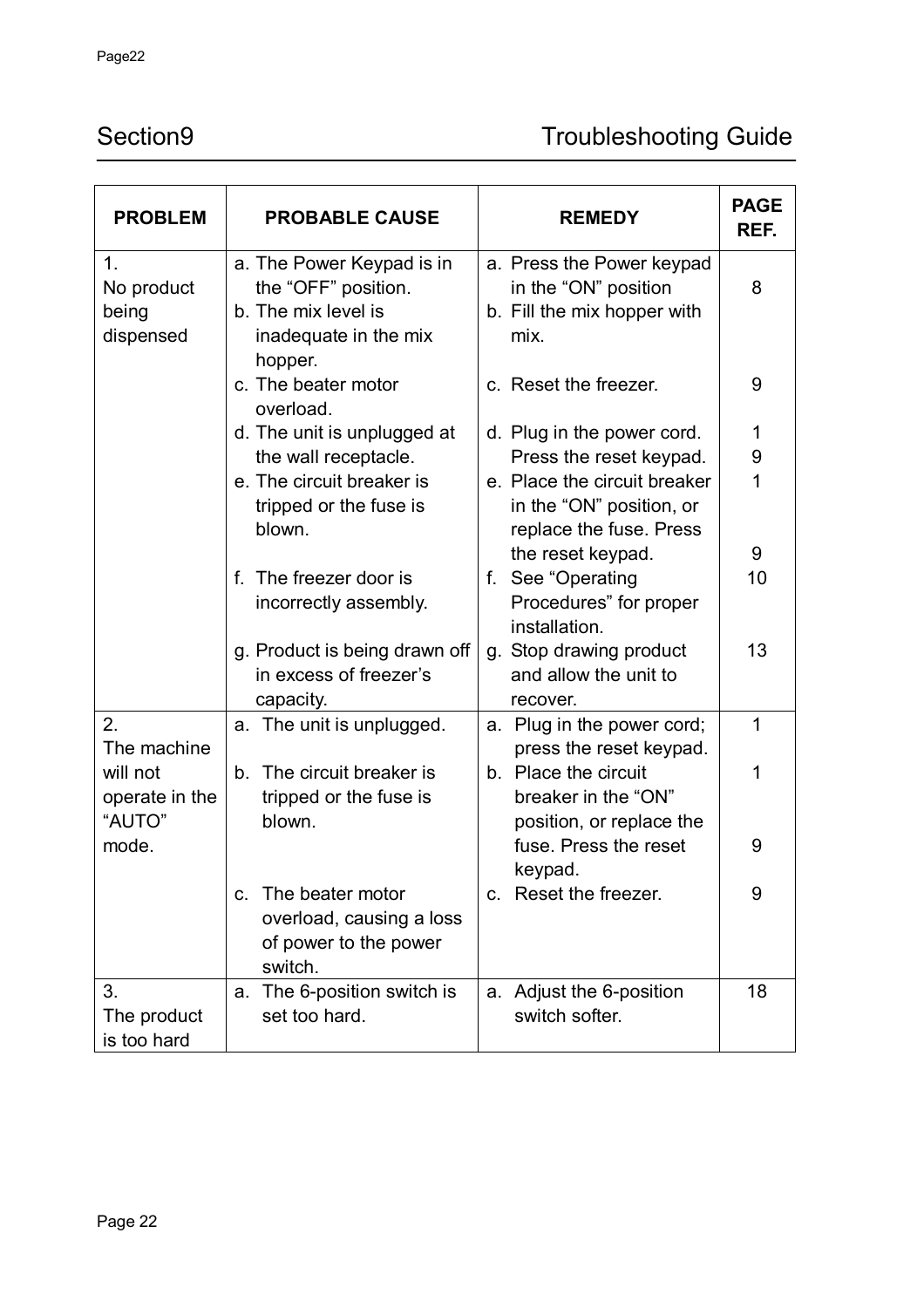## Section9 Troubleshooting Guide

| PROBLEM | PROBABLE CAUSE | REMEDY | PAGE REF. |
|---|---|---|---|
| 1. No product being dispensed | a. The Power Keypad is in the "OFF" position.<br>b. The mix level is inadequate in the mix hopper.<br>c. The beater motor overload.<br>d. The unit is unplugged at the wall receptacle.<br>e. The circuit breaker is tripped or the fuse is blown.<br>f. The freezer door is incorrectly assembly.<br>g. Product is being drawn off in excess of freezer's capacity. | a. Press the Power keypad in the "ON" position<br>b. Fill the mix hopper with mix.<br>c. Reset the freezer.<br>d. Plug in the power cord. Press the reset keypad.<br>e. Place the circuit breaker in the "ON" position, or replace the fuse. Press the reset keypad.<br>f. See "Operating Procedures" for proper installation.<br>g. Stop drawing product and allow the unit to recover. | 8<br><br>9<br>1<br>9<br>1<br><br>9<br>10<br><br>13 |
| 2. The machine will not operate in the "AUTO" mode. | a. The unit is unplugged.<br>b. The circuit breaker is tripped or the fuse is blown.<br>c. The beater motor overload, causing a loss of power to the power switch. | a. Plug in the power cord; press the reset keypad.<br>b. Place the circuit breaker in the "ON" position, or replace the fuse. Press the reset keypad.<br>c. Reset the freezer. | 1<br>1<br><br>9<br>9 |
| 3. The product is too hard | a. The 6-position switch is set too hard. | a. Adjust the 6-position switch softer. | 18 |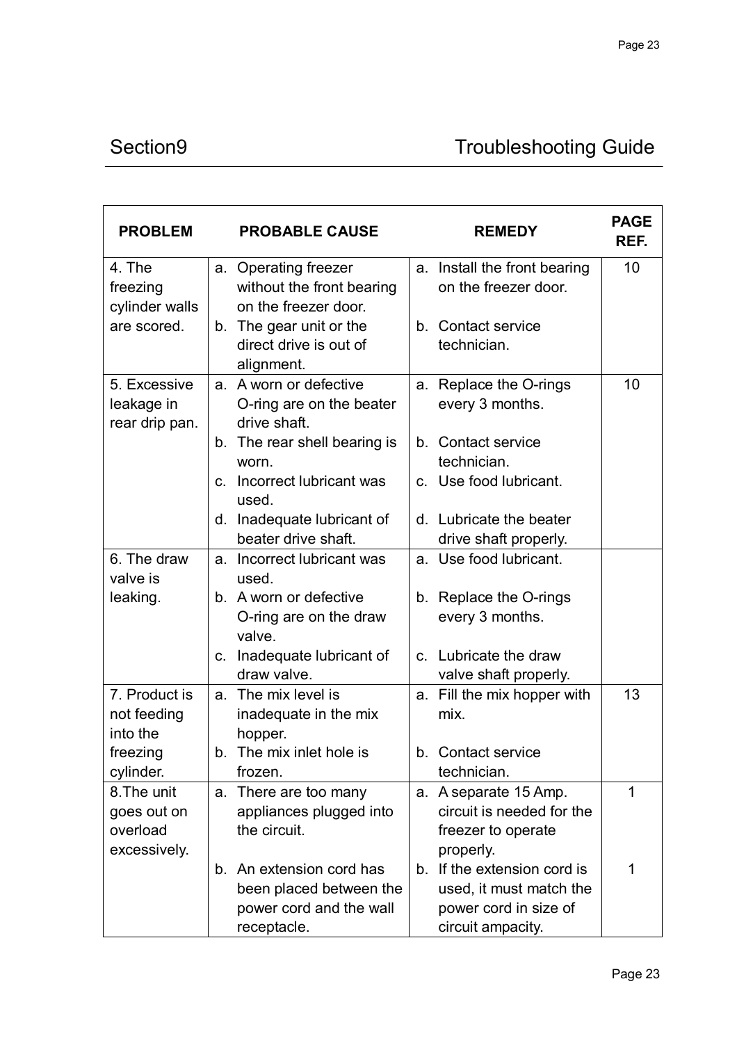## Section9 Troubleshooting Guide

| PROBLEM | PROBABLE CAUSE | REMEDY | PAGE REF. |
|---|---|---|---|
| 4. The freezing cylinder walls are scored. | a. Operating freezer without the front bearing on the freezer door.<br>b. The gear unit or the direct drive is out of alignment. | a. Install the front bearing on the freezer door.<br>b. Contact service technician. | 10 |
| 5. Excessive leakage in rear drip pan. | a. A worn or defective O-ring are on the beater drive shaft.<br>b. The rear shell bearing is worn.<br>c. Incorrect lubricant was used.<br>d. Inadequate lubricant of beater drive shaft. | a. Replace the O-rings every 3 months.<br>b. Contact service technician.<br>c. Use food lubricant.<br>d. Lubricate the beater drive shaft properly. | 10 |
| 6. The draw valve is leaking. | a. Incorrect lubricant was used.<br>b. A worn or defective O-ring are on the draw valve.<br>c. Inadequate lubricant of draw valve. | a. Use food lubricant.<br>b. Replace the O-rings every 3 months.<br>c. Lubricate the draw valve shaft properly. | |
| 7. Product is not feeding into the freezing cylinder. | a. The mix level is inadequate in the mix hopper.<br>b. The mix inlet hole is frozen. | a. Fill the mix hopper with mix.<br>b. Contact service technician. | 13 |
| 8.The unit goes out on overload excessively. | a. There are too many appliances plugged into the circuit. | a. A separate 15 Amp. circuit is needed for the freezer to operate properly. | 1 |
| | b. An extension cord has been placed between the power cord and the wall receptacle. | b. If the extension cord is used, it must match the power cord in size of circuit ampacity. | 1 |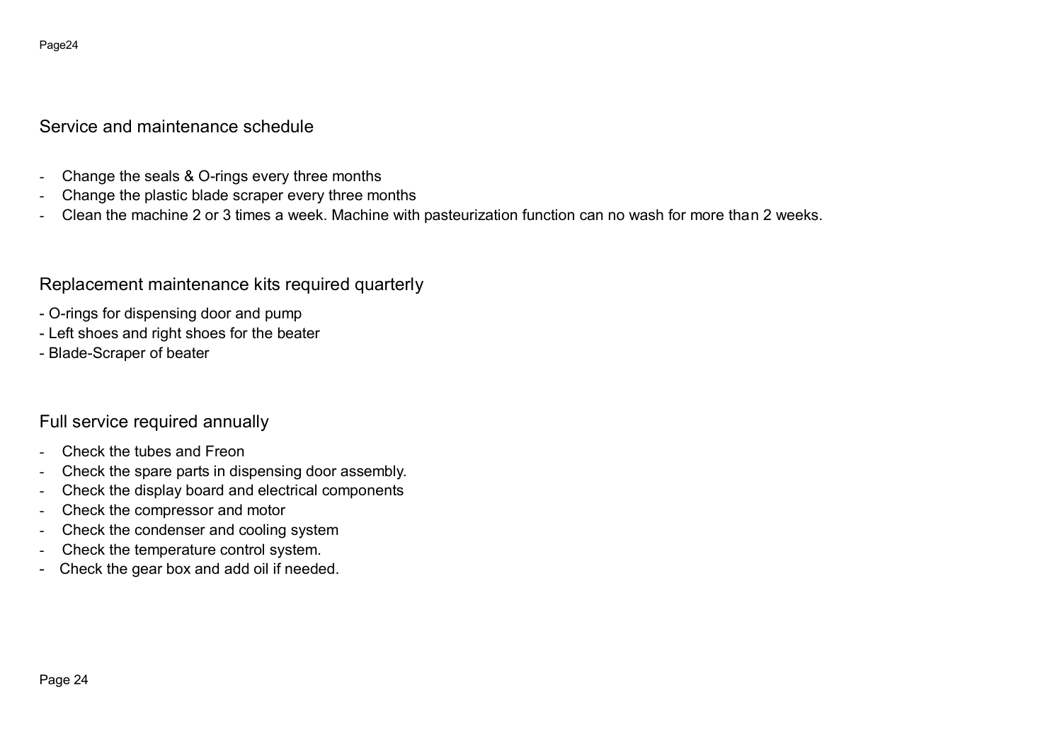## Service and maintenance schedule

- Change the seals & O-rings every three months
- Change the plastic blade scraper every three months
- Clean the machine 2 or 3 times a week. Machine with pasteurization function can no wash for more than 2 weeks.

## Replacement maintenance kits required quarterly

- O-rings for dispensing door and pump
- Left shoes and right shoes for the beater
- Blade-Scraper of beater

## Full service required annually

- Check the tubes and Freon
- Check the spare parts in dispensing door assembly.
- Check the display board and electrical components
- Check the compressor and motor
- Check the condenser and cooling system
- Check the temperature control system.
- Check the gear box and add oil if needed.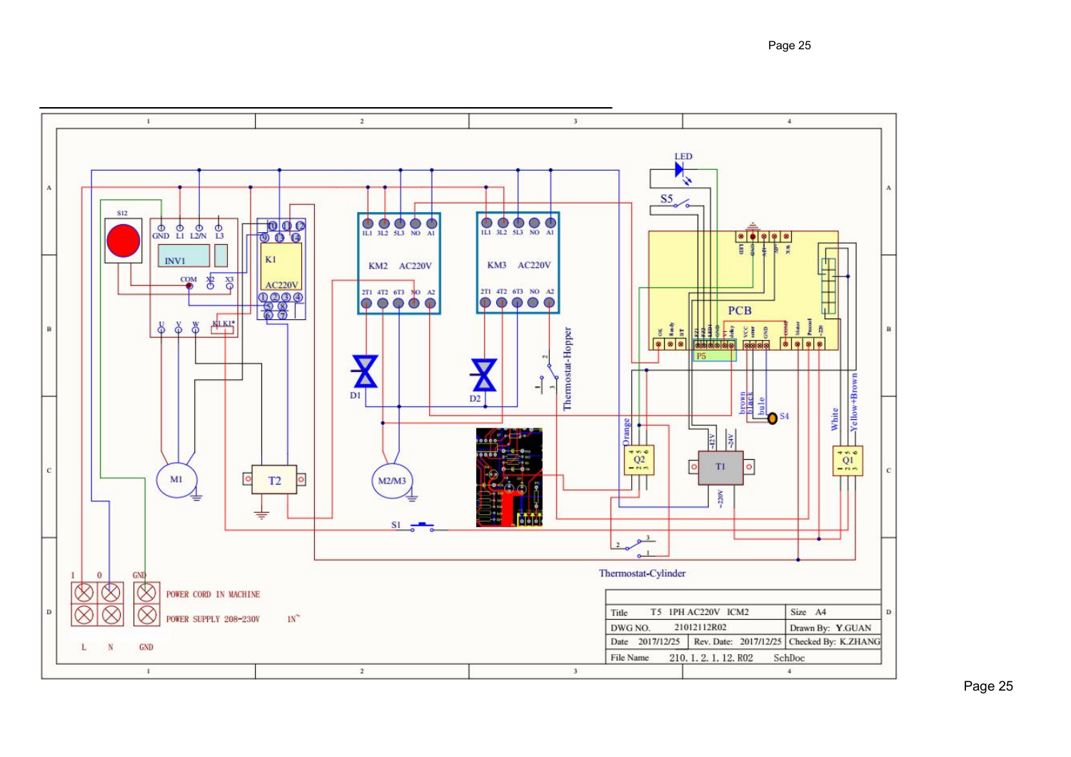LED

S5

PCB

S12

GND L1 L2/N L3

INV1

COM X2 X3

U V W

K1 K1*

K1

AC220V

KM2 AC220V

1L1 3L2 5L3 NO A1

2T1 4T2 6T3 NO A2

KM3 AC220V

1L1 3L2 5L3 NO A1

2T1 4T2 6T3 NO A2

D1

D2

Thermostat-Hopper

M1

T2

M2/M3

S1

P5

brown

black

bule

S4

Orange

Q2

T1

+12V

+24V

~220V

White

Yellow+Brown

Q1

Thermostat-Cylinder

1 0 GND

POWER CORD IN MACHINE

POWER SUPPLY 208-230V 1N~

L N GND

| | | | |
|---|---|---|---|
| Title | T5 1PH AC220V ICM2 | | Size A4 |
| DWG NO. | 21012112R02 | | Drawn By: Y.GUAN |
| Date | 2017/12/25 | Rev. Date: 2017/12/25 | Checked By: K.ZHANG |
| File Name | 210. 1. 2. 1. 12. R02 | SchDoc | |